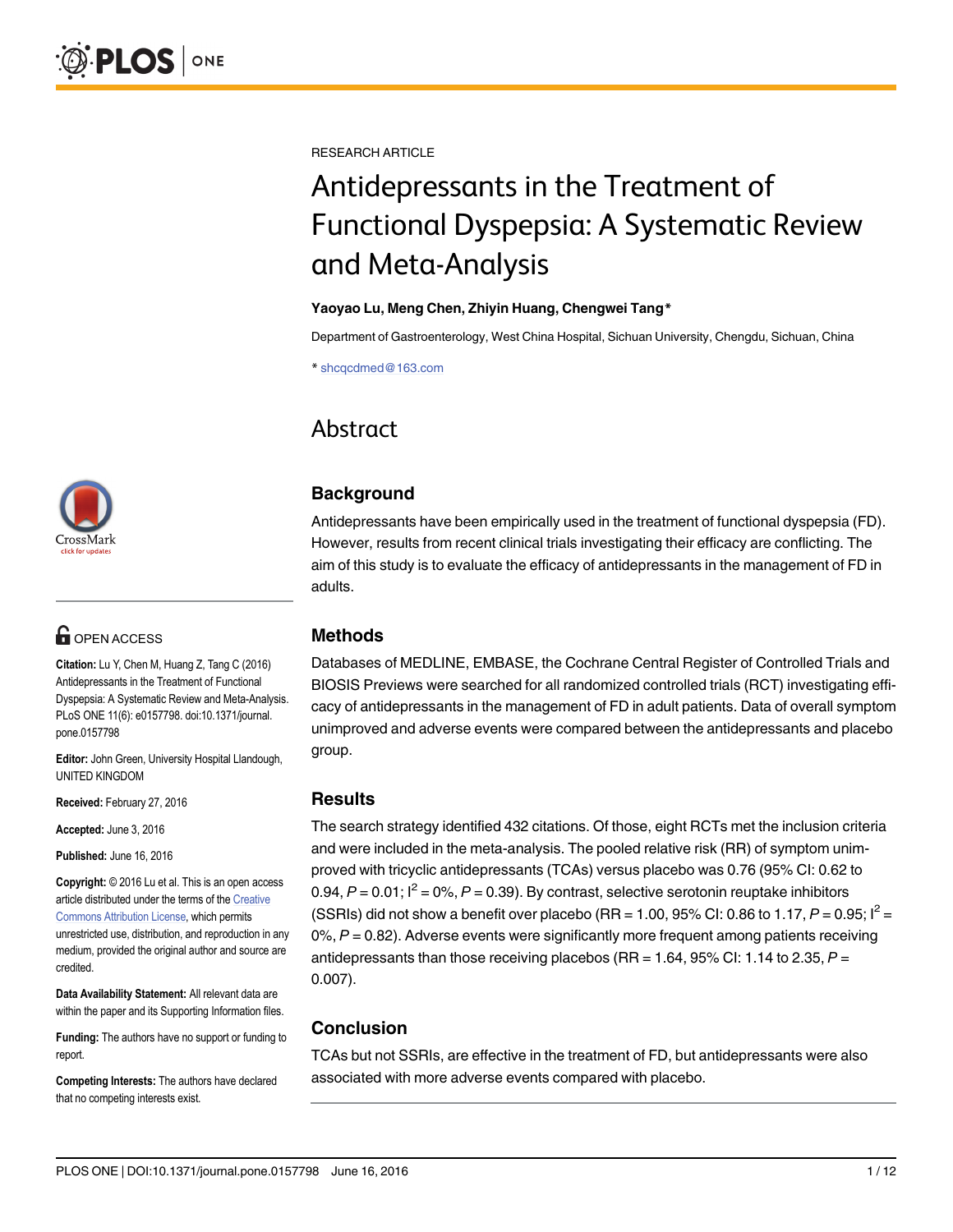RESEARCH ARTICLE

# Antidepressants in the Treatment of Functional Dyspepsia: A Systematic Review and Meta-Analysis

**Yaoyao Lu, Meng Chen, Zhiyin Huang, Chengwei Tang***

Department of Gastroenterology, West China Hospital, Sichuan University, Chengdu, Sichuan, China

* shcqcdmed@163.com

## Abstract

### Background

Antidepressants have been empirically used in the treatment of functional dyspepsia (FD). However, results from recent clinical trials investigating their efficacy are conflicting. The aim of this study is to evaluate the efficacy of antidepressants in the management of FD in adults.

### Methods

Databases of MEDLINE, EMBASE, the Cochrane Central Register of Controlled Trials and BIOSIS Previews were searched for all randomized controlled trials (RCT) investigating efficacy of antidepressants in the management of FD in adult patients. Data of overall symptom unimproved and adverse events were compared between the antidepressants and placebo group.

### Results

The search strategy identified 432 citations. Of those, eight RCTs met the inclusion criteria and were included in the meta-analysis. The pooled relative risk (RR) of symptom unimproved with tricyclic antidepressants (TCAs) versus placebo was 0.76 (95% CI: 0.62 to 0.94, $P = 0.01$; $I^2 = 0\%$, $P = 0.39$). By contrast, selective serotonin reuptake inhibitors (SSRIs) did not show a benefit over placebo (RR = 1.00, 95% CI: 0.86 to 1.17, $P = 0.95$; $I^2 = 0\%$, $P = 0.82$). Adverse events were significantly more frequent among patients receiving antidepressants than those receiving placebos (RR = 1.64, 95% CI: 1.14 to 2.35, $P = 0.007$).

### Conclusion

TCAs but not SSRIs, are effective in the treatment of FD, but antidepressants were also associated with more adverse events compared with placebo.

OPEN ACCESS

**Citation:** Lu Y, Chen M, Huang Z, Tang C (2016) Antidepressants in the Treatment of Functional Dyspepsia: A Systematic Review and Meta-Analysis. PLoS ONE 11(6): e0157798. doi:10.1371/journal.pone.0157798

**Editor:** John Green, University Hospital Llandough, UNITED KINGDOM

**Received:** February 27, 2016

**Accepted:** June 3, 2016

**Published:** June 16, 2016

**Copyright:** © 2016 Lu et al. This is an open access article distributed under the terms of the Creative Commons Attribution License, which permits unrestricted use, distribution, and reproduction in any medium, provided the original author and source are credited.

**Data Availability Statement:** All relevant data are within the paper and its Supporting Information files.

**Funding:** The authors have no support or funding to report.

**Competing Interests:** The authors have declared that no competing interests exist.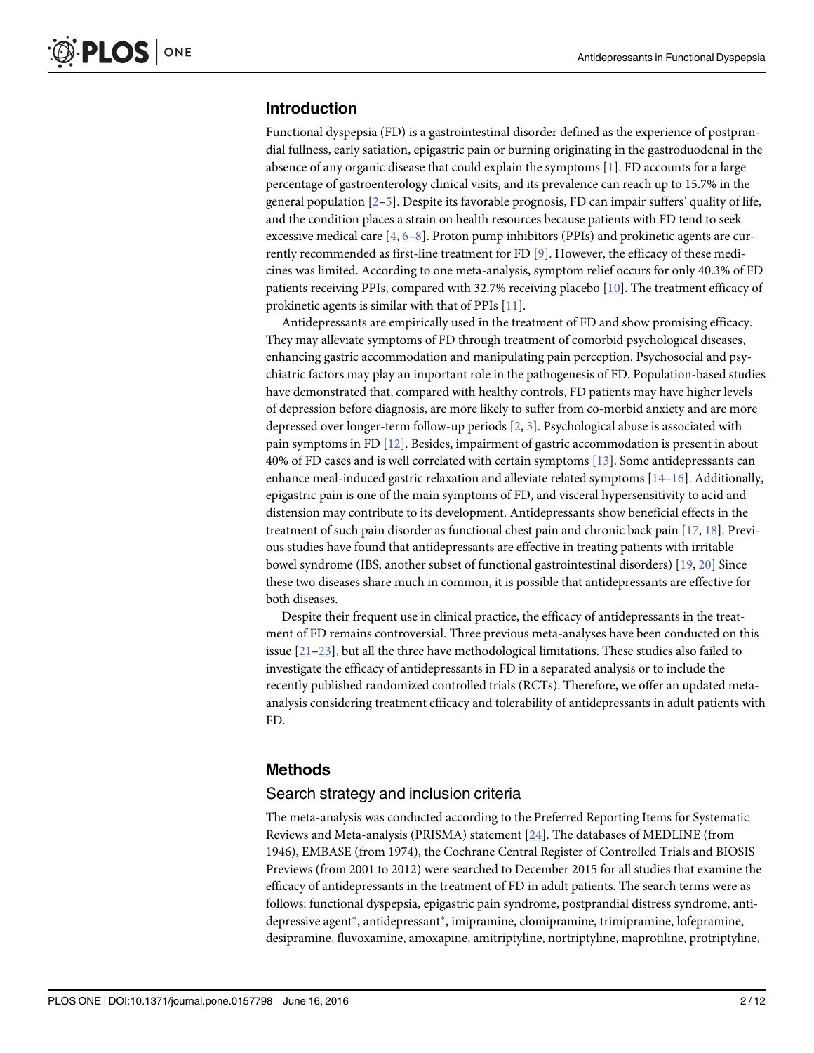## Introduction

Functional dyspepsia (FD) is a gastrointestinal disorder defined as the experience of postprandial fullness, early satiation, epigastric pain or burning originating in the gastroduodenal in the absence of any organic disease that could explain the symptoms [1]. FD accounts for a large percentage of gastroenterology clinical visits, and its prevalence can reach up to 15.7% in the general population [2–5]. Despite its favorable prognosis, FD can impair suffers' quality of life, and the condition places a strain on health resources because patients with FD tend to seek excessive medical care [4, 6–8]. Proton pump inhibitors (PPIs) and prokinetic agents are currently recommended as first-line treatment for FD [9]. However, the efficacy of these medicines was limited. According to one meta-analysis, symptom relief occurs for only 40.3% of FD patients receiving PPIs, compared with 32.7% receiving placebo [10]. The treatment efficacy of prokinetic agents is similar with that of PPIs [11].

Antidepressants are empirically used in the treatment of FD and show promising efficacy. They may alleviate symptoms of FD through treatment of comorbid psychological diseases, enhancing gastric accommodation and manipulating pain perception. Psychosocial and psychiatric factors may play an important role in the pathogenesis of FD. Population-based studies have demonstrated that, compared with healthy controls, FD patients may have higher levels of depression before diagnosis, are more likely to suffer from co-morbid anxiety and are more depressed over longer-term follow-up periods [2, 3]. Psychological abuse is associated with pain symptoms in FD [12]. Besides, impairment of gastric accommodation is present in about 40% of FD cases and is well correlated with certain symptoms [13]. Some antidepressants can enhance meal-induced gastric relaxation and alleviate related symptoms [14–16]. Additionally, epigastric pain is one of the main symptoms of FD, and visceral hypersensitivity to acid and distension may contribute to its development. Antidepressants show beneficial effects in the treatment of such pain disorder as functional chest pain and chronic back pain [17, 18]. Previous studies have found that antidepressants are effective in treating patients with irritable bowel syndrome (IBS, another subset of functional gastrointestinal disorders) [19, 20] Since these two diseases share much in common, it is possible that antidepressants are effective for both diseases.

Despite their frequent use in clinical practice, the efficacy of antidepressants in the treatment of FD remains controversial. Three previous meta-analyses have been conducted on this issue [21–23], but all the three have methodological limitations. These studies also failed to investigate the efficacy of antidepressants in FD in a separated analysis or to include the recently published randomized controlled trials (RCTs). Therefore, we offer an updated meta-analysis considering treatment efficacy and tolerability of antidepressants in adult patients with FD.

## Methods

### Search strategy and inclusion criteria

The meta-analysis was conducted according to the Preferred Reporting Items for Systematic Reviews and Meta-analysis (PRISMA) statement [24]. The databases of MEDLINE (from 1946), EMBASE (from 1974), the Cochrane Central Register of Controlled Trials and BIOSIS Previews (from 2001 to 2012) were searched to December 2015 for all studies that examine the efficacy of antidepressants in the treatment of FD in adult patients. The search terms were as follows: functional dyspepsia, epigastric pain syndrome, postprandial distress syndrome, antidepressive agent*, antidepressant*, imipramine, clomipramine, trimipramine, lofepramine, desipramine, fluvoxamine, amoxapine, amitriptyline, nortriptyline, maprotiline, protriptyline,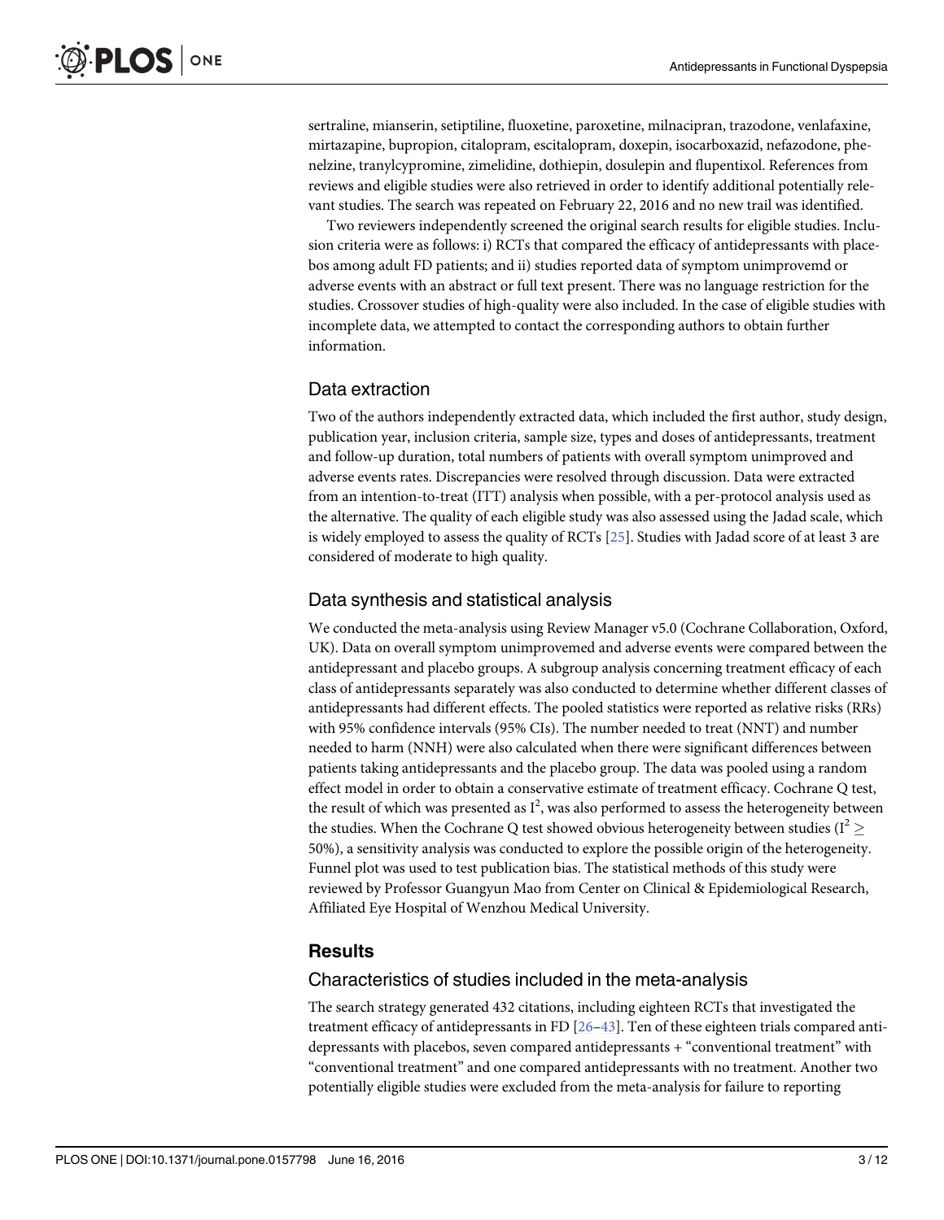sertraline, mianserin, setiptiline, fluoxetine, paroxetine, milnacipran, trazodone, venlafaxine, mirtazapine, bupropion, citalopram, escitalopram, doxepin, isocarboxazid, nefazodone, phenelzine, tranylcypromine, zimelidine, dothiepin, dosulepin and flupentixol. References from reviews and eligible studies were also retrieved in order to identify additional potentially relevant studies. The search was repeated on February 22, 2016 and no new trail was identified.

Two reviewers independently screened the original search results for eligible studies. Inclusion criteria were as follows: i) RCTs that compared the efficacy of antidepressants with placebos among adult FD patients; and ii) studies reported data of symptom unimprovemd or adverse events with an abstract or full text present. There was no language restriction for the studies. Crossover studies of high-quality were also included. In the case of eligible studies with incomplete data, we attempted to contact the corresponding authors to obtain further information.

## Data extraction

Two of the authors independently extracted data, which included the first author, study design, publication year, inclusion criteria, sample size, types and doses of antidepressants, treatment and follow-up duration, total numbers of patients with overall symptom unimproved and adverse events rates. Discrepancies were resolved through discussion. Data were extracted from an intention-to-treat (ITT) analysis when possible, with a per-protocol analysis used as the alternative. The quality of each eligible study was also assessed using the Jadad scale, which is widely employed to assess the quality of RCTs [25]. Studies with Jadad score of at least 3 are considered of moderate to high quality.

## Data synthesis and statistical analysis

We conducted the meta-analysis using Review Manager v5.0 (Cochrane Collaboration, Oxford, UK). Data on overall symptom unimprovemed and adverse events were compared between the antidepressant and placebo groups. A subgroup analysis concerning treatment efficacy of each class of antidepressants separately was also conducted to determine whether different classes of antidepressants had different effects. The pooled statistics were reported as relative risks (RRs) with 95% confidence intervals (95% CIs). The number needed to treat (NNT) and number needed to harm (NNH) were also calculated when there were significant differences between patients taking antidepressants and the placebo group. The data was pooled using a random effect model in order to obtain a conservative estimate of treatment efficacy. Cochrane Q test, the result of which was presented as $I^2$, was also performed to assess the heterogeneity between the studies. When the Cochrane Q test showed obvious heterogeneity between studies ($I^2 \geq$ 50%), a sensitivity analysis was conducted to explore the possible origin of the heterogeneity. Funnel plot was used to test publication bias. The statistical methods of this study were reviewed by Professor Guangyun Mao from Center on Clinical & Epidemiological Research, Affiliated Eye Hospital of Wenzhou Medical University.

# Results

## Characteristics of studies included in the meta-analysis

The search strategy generated 432 citations, including eighteen RCTs that investigated the treatment efficacy of antidepressants in FD [26–43]. Ten of these eighteen trials compared antidepressants with placebos, seven compared antidepressants + "conventional treatment" with "conventional treatment" and one compared antidepressants with no treatment. Another two potentially eligible studies were excluded from the meta-analysis for failure to reporting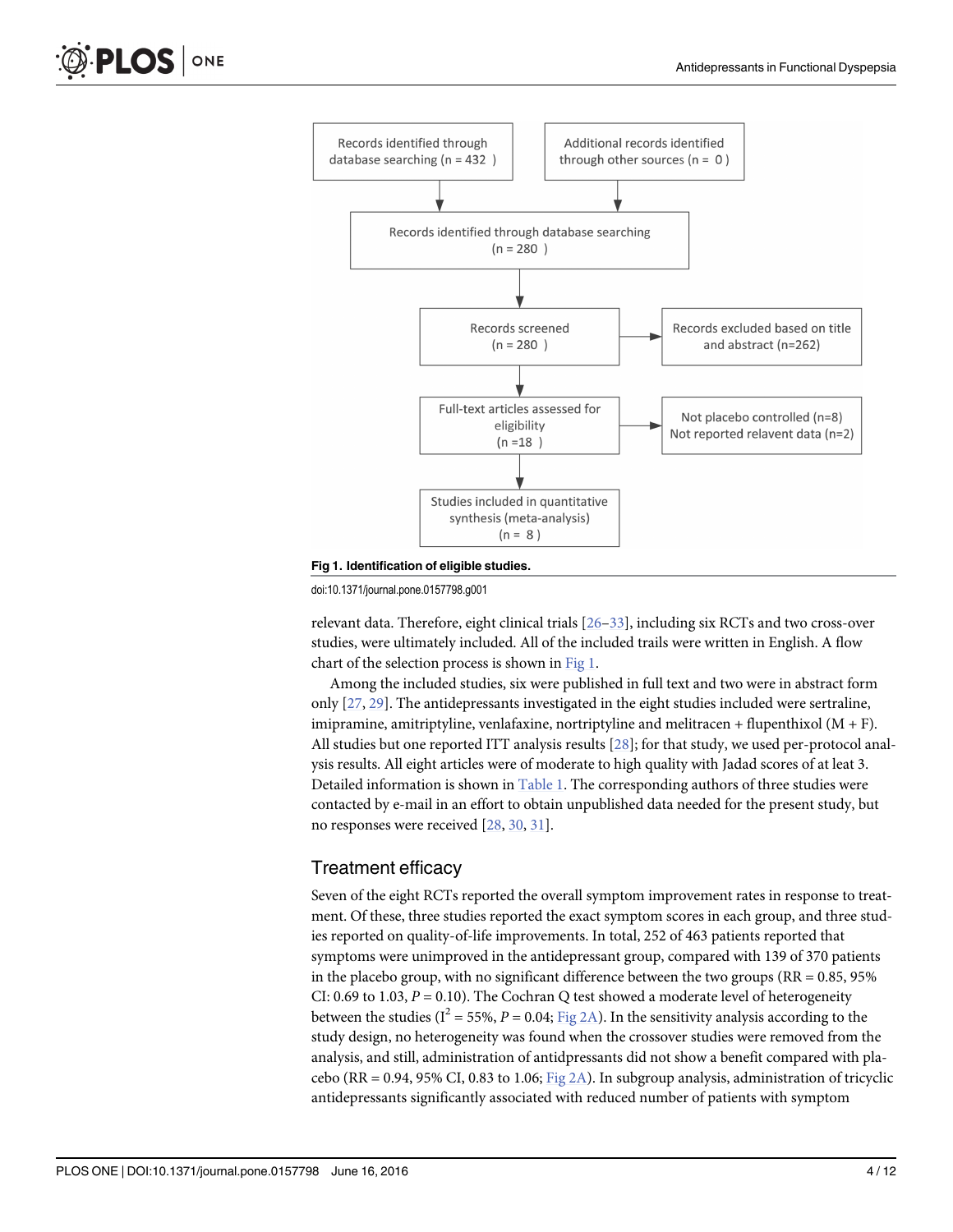Records identified through database searching (n = 432 )

Additional records identified through other sources (n = 0 )

Records identified through database searching (n = 280 )

Records screened (n = 280 )

Records excluded based on title and abstract (n=262)

Full-text articles assessed for eligibility (n =18 )

Not placebo controlled (n=8)
Not reported relavent data (n=2)

Studies included in quantitative synthesis (meta-analysis) (n = 8 )

**Fig 1. Identification of eligible studies.**

doi:10.1371/journal.pone.0157798.g001

relevant data. Therefore, eight clinical trials [26–33], including six RCTs and two cross-over studies, were ultimately included. All of the included trails were written in English. A flow chart of the selection process is shown in Fig 1.

Among the included studies, six were published in full text and two were in abstract form only [27, 29]. The antidepressants investigated in the eight studies included were sertraline, imipramine, amitriptyline, venlafaxine, nortriptyline and melitracen + flupenthixol (M + F). All studies but one reported ITT analysis results [28]; for that study, we used per-protocol analysis results. All eight articles were of moderate to high quality with Jadad scores of at leat 3. Detailed information is shown in Table 1. The corresponding authors of three studies were contacted by e-mail in an effort to obtain unpublished data needed for the present study, but no responses were received [28, 30, 31].

## Treatment efficacy

Seven of the eight RCTs reported the overall symptom improvement rates in response to treatment. Of these, three studies reported the exact symptom scores in each group, and three studies reported on quality-of-life improvements. In total, 252 of 463 patients reported that symptoms were unimproved in the antidepressant group, compared with 139 of 370 patients in the placebo group, with no significant difference between the two groups (RR = 0.85, 95% CI: 0.69 to 1.03, $P = 0.10$). The Cochran Q test showed a moderate level of heterogeneity between the studies ($I^2 = 55\%$, $P = 0.04$; Fig 2A). In the sensitivity analysis according to the study design, no heterogeneity was found when the crossover studies were removed from the analysis, and still, administration of antidpressants did not show a benefit compared with placebo (RR = 0.94, 95% CI, 0.83 to 1.06; Fig 2A). In subgroup analysis, administration of tricyclic antidepressants significantly associated with reduced number of patients with symptom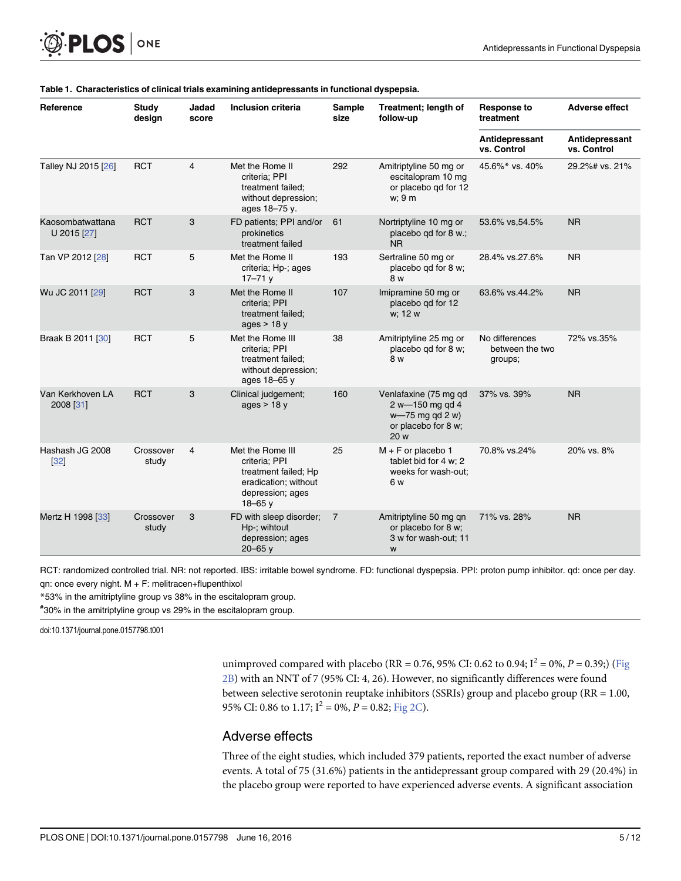**Table 1. Characteristics of clinical trials examining antidepressants in functional dyspepsia.**

| Reference | Study design | Jadad score | Inclusion criteria | Sample size | Treatment; length of follow-up | Response to treatment | Adverse effect |
|---|---|---|---|---|---|---|---|
| | | | | | | Antidepressant vs. Control | Antidepressant vs. Control |
| Talley NJ 2015 [26] | RCT | 4 | Met the Rome II criteria; PPI treatment failed; without depression; ages 18–75 y. | 292 | Amitriptyline 50 mg or escitalopram 10 mg or placebo qd for 12 w; 9 m | 45.6%* vs. 40% | 29.2%# vs. 21% |
| Kaosombatwattana U 2015 [27] | RCT | 3 | FD patients; PPI and/or prokinetics treatment failed | 61 | Nortriptyline 10 mg or placebo qd for 8 w.; NR | 53.6% vs,54.5% | NR |
| Tan VP 2012 [28] | RCT | 5 | Met the Rome II criteria; Hp-; ages 17–71 y | 193 | Sertraline 50 mg or placebo qd for 8 w; 8 w | 28.4% vs.27.6% | NR |
| Wu JC 2011 [29] | RCT | 3 | Met the Rome II criteria; PPI treatment failed; ages > 18 y | 107 | Imipramine 50 mg or placebo qd for 12 w; 12 w | 63.6% vs.44.2% | NR |
| Braak B 2011 [30] | RCT | 5 | Met the Rome III criteria; PPI treatment failed; without depression; ages 18–65 y | 38 | Amitriptyline 25 mg or placebo qd for 8 w; 8 w | No differences between the two groups; | 72% vs.35% |
| Van Kerkhoven LA 2008 [31] | RCT | 3 | Clinical judgement; ages > 18 y | 160 | Venlafaxine (75 mg qd 2 w—150 mg qd 4 w—75 mg qd 2 w) or placebo for 8 w; 20 w | 37% vs. 39% | NR |
| Hashash JG 2008 [32] | Crossover study | 4 | Met the Rome III criteria; PPI treatment failed; Hp eradication; without depression; ages 18–65 y | 25 | M + F or placebo 1 tablet bid for 4 w; 2 weeks for wash-out; 6 w | 70.8% vs.24% | 20% vs. 8% |
| Mertz H 1998 [33] | Crossover study | 3 | FD with sleep disorder; Hp-; wihtout depression; ages 20–65 y | 7 | Amitriptyline 50 mg qn or placebo for 8 w; 3 w for wash-out; 11 w | 71% vs. 28% | NR |

RCT: randomized controlled trial. NR: not reported. IBS: irritable bowel syndrome. FD: functional dyspepsia. PPI: proton pump inhibitor. qd: once per day. qn: once every night. M + F: melitracen+flupenthixol

*53% in the amitriptyline group vs 38% in the escitalopram group.

#30% in the amitriptyline group vs 29% in the escitalopram group.

doi:10.1371/journal.pone.0157798.t001

unimproved compared with placebo (RR = 0.76, 95% CI: 0.62 to 0.94; $I^2 = 0\%$, $P = 0.39$;) (Fig 2B) with an NNT of 7 (95% CI: 4, 26). However, no significantly differences were found between selective serotonin reuptake inhibitors (SSRIs) group and placebo group (RR = 1.00, 95% CI: 0.86 to 1.17; $I^2 = 0\%$, $P = 0.82$; Fig 2C).

## Adverse effects

Three of the eight studies, which included 379 patients, reported the exact number of adverse events. A total of 75 (31.6%) patients in the antidepressant group compared with 29 (20.4%) in the placebo group were reported to have experienced adverse events. A significant association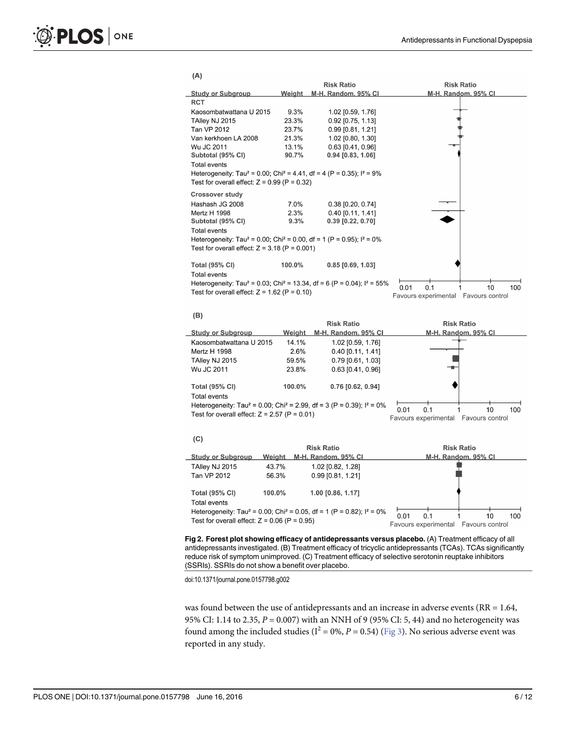**(A)**

| Study or Subgroup | Weight | Risk Ratio M-H, Random, 95% CI |
| --- | --- | --- |
| **RCT** | | |
| Kaosombatwattana U 2015 | 9.3% | 1.02 [0.59, 1.76] |
| TAlley NJ 2015 | 23.3% | 0.92 [0.75, 1.13] |
| Tan VP 2012 | 23.7% | 0.99 [0.81, 1.21] |
| Van kerkhoen LA 2008 | 21.3% | 1.02 [0.80, 1.30] |
| Wu JC 2011 | 13.1% | 0.63 [0.41, 0.96] |
| **Subtotal (95% CI)** | **90.7%** | **0.94 [0.83, 1.06]** |
| Total events | | |
| Heterogeneity: Tau² = 0.00; Chi² = 4.41, df = 4 (P = 0.35); I² = 9% | | |
| Test for overall effect: Z = 0.99 (P = 0.32) | | |
| **Crossover study** | | |
| Hashash JG 2008 | 7.0% | 0.38 [0.20, 0.74] |
| Mertz H 1998 | 2.3% | 0.40 [0.11, 1.41] |
| **Subtotal (95% CI)** | **9.3%** | **0.39 [0.22, 0.70]** |
| Total events | | |
| Heterogeneity: Tau² = 0.00; Chi² = 0.00, df = 1 (P = 0.95); I² = 0% | | |
| Test for overall effect: Z = 3.18 (P = 0.001) | | |
| **Total (95% CI)** | **100.0%** | **0.85 [0.69, 1.03]** |
| Total events | | |
| Heterogeneity: Tau² = 0.03; Chi² = 13.34, df = 6 (P = 0.04); I² = 55% | | |
| Test for overall effect: Z = 1.62 (P = 0.10) | | |

**(B)**

| Study or Subgroup | Weight | Risk Ratio M-H, Random, 95% CI |
| --- | --- | --- |
| Kaosombatwattana U 2015 | 14.1% | 1.02 [0.59, 1.76] |
| Mertz H 1998 | 2.6% | 0.40 [0.11, 1.41] |
| TAlley NJ 2015 | 59.5% | 0.79 [0.61, 1.03] |
| Wu JC 2011 | 23.8% | 0.63 [0.41, 0.96] |
| **Total (95% CI)** | **100.0%** | **0.76 [0.62, 0.94]** |
| Total events | | |
| Heterogeneity: Tau² = 0.00; Chi² = 2.99, df = 3 (P = 0.39); I² = 0% | | |
| Test for overall effect: Z = 2.57 (P = 0.01) | | |

**(C)**

| Study or Subgroup | Weight | Risk Ratio M-H, Random, 95% CI |
| --- | --- | --- |
| TAlley NJ 2015 | 43.7% | 1.02 [0.82, 1.28] |
| Tan VP 2012 | 56.3% | 0.99 [0.81, 1.21] |
| **Total (95% CI)** | **100.0%** | **1.00 [0.86, 1.17]** |
| Total events | | |
| Heterogeneity: Tau² = 0.00; Chi² = 0.05, df = 1 (P = 0.82); I² = 0% | | |
| Test for overall effect: Z = 0.06 (P = 0.95) | | |

Favours experimental / Favours control (axis: 0.01, 0.1, 1, 10, 100)

**Fig 2. Forest plot showing efficacy of antidepressants versus placebo.** (A) Treatment efficacy of all antidepressants investigated. (B) Treatment efficacy of tricyclic antidepressants (TCAs). TCAs significantly reduce risk of symptom unimproved. (C) Treatment efficacy of selective serotonin reuptake inhibitors (SSRIs). SSRIs do not show a benefit over placebo.

doi:10.1371/journal.pone.0157798.g002

was found between the use of antidepressants and an increase in adverse events (RR = 1.64, 95% CI: 1.14 to 2.35, $P = 0.007$) with an NNH of 9 (95% CI: 5, 44) and no heterogeneity was found among the included studies ($I^2 = 0\%$, $P = 0.54$) (Fig 3). No serious adverse event was reported in any study.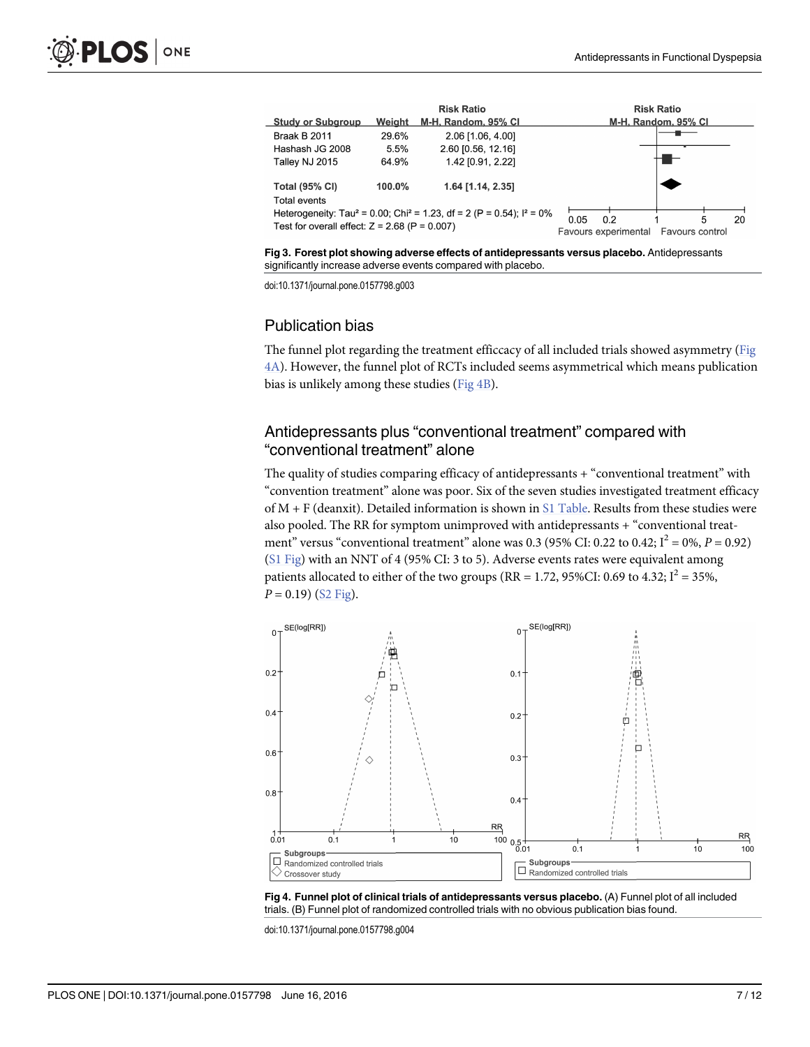| Study or Subgroup | Weight | Risk Ratio M-H, Random, 95% CI |
|---|---|---|
| Braak B 2011 | 29.6% | 2.06 [1.06, 4.00] |
| Hashash JG 2008 | 5.5% | 2.60 [0.56, 12.16] |
| Talley NJ 2015 | 64.9% | 1.42 [0.91, 2.22] |
| **Total (95% CI)** | **100.0%** | **1.64 [1.14, 2.35]** |
| Total events | | |

Heterogeneity: $Tau^2 = 0.00$; $Chi^2 = 1.23$, $df = 2$ ($P = 0.54$); $I^2 = 0\%$
Test for overall effect: $Z = 2.68$ ($P = 0.007$)

**Fig 3. Forest plot showing adverse effects of antidepressants versus placebo.** Antidepressants significantly increase adverse events compared with placebo.

doi:10.1371/journal.pone.0157798.g003

## Publication bias

The funnel plot regarding the treatment efficacy of all included trials showed asymmetry (Fig 4A). However, the funnel plot of RCTs included seems asymmetrical which means publication bias is unlikely among these studies (Fig 4B).

## Antidepressants plus "conventional treatment" compared with "conventional treatment" alone

The quality of studies comparing efficacy of antidepressants + "conventional treatment" with "convention treatment" alone was poor. Six of the seven studies investigated treatment efficacy of M + F (deanxit). Detailed information is shown in S1 Table. Results from these studies were also pooled. The RR for symptom unimproved with antidepressants + "conventional treatment" versus "conventional treatment" alone was 0.3 (95% CI: 0.22 to 0.42; $I^2 = 0\%$, $P = 0.92$) (S1 Fig) with an NNT of 4 (95% CI: 3 to 5). Adverse events rates were equivalent among patients allocated to either of the two groups (RR = 1.72, 95%CI: 0.69 to 4.32; $I^2 = 35\%$, $P = 0.19$) (S2 Fig).

**Fig 4. Funnel plot of clinical trials of antidepressants versus placebo.** (A) Funnel plot of all included trials. (B) Funnel plot of randomized controlled trials with no obvious publication bias found.

doi:10.1371/journal.pone.0157798.g004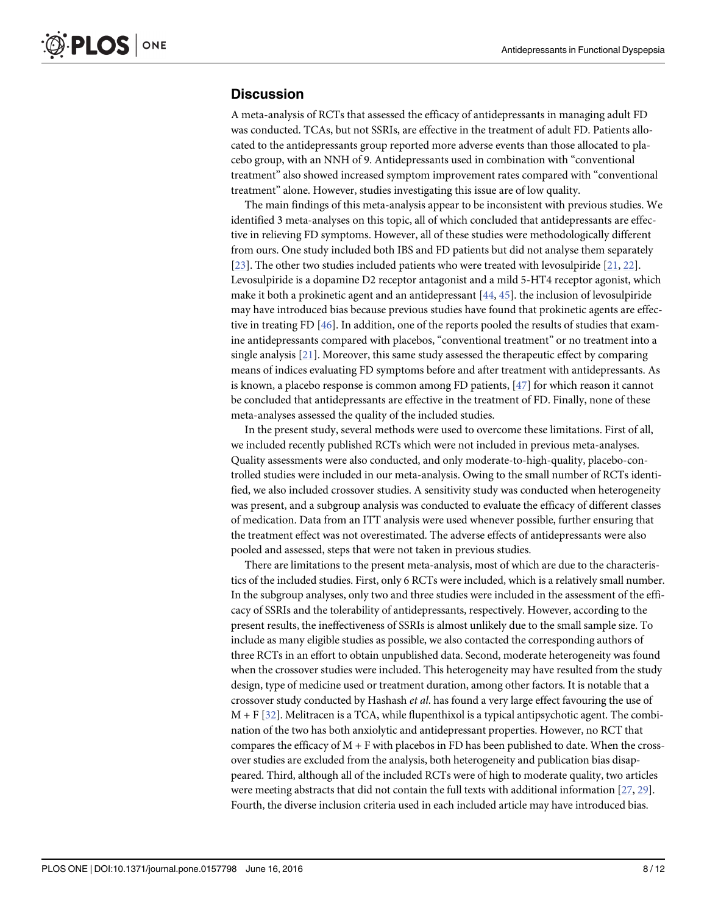## Discussion

A meta-analysis of RCTs that assessed the efficacy of antidepressants in managing adult FD was conducted. TCAs, but not SSRIs, are effective in the treatment of adult FD. Patients allocated to the antidepressants group reported more adverse events than those allocated to placebo group, with an NNH of 9. Antidepressants used in combination with "conventional treatment" also showed increased symptom improvement rates compared with "conventional treatment" alone. However, studies investigating this issue are of low quality.

The main findings of this meta-analysis appear to be inconsistent with previous studies. We identified 3 meta-analyses on this topic, all of which concluded that antidepressants are effective in relieving FD symptoms. However, all of these studies were methodologically different from ours. One study included both IBS and FD patients but did not analyse them separately [23]. The other two studies included patients who were treated with levosulpiride [21, 22]. Levosulpiride is a dopamine D2 receptor antagonist and a mild 5-HT4 receptor agonist, which make it both a prokinetic agent and an antidepressant [44, 45]. the inclusion of levosulpiride may have introduced bias because previous studies have found that prokinetic agents are effective in treating FD [46]. In addition, one of the reports pooled the results of studies that examine antidepressants compared with placebos, "conventional treatment" or no treatment into a single analysis [21]. Moreover, this same study assessed the therapeutic effect by comparing means of indices evaluating FD symptoms before and after treatment with antidepressants. As is known, a placebo response is common among FD patients, [47] for which reason it cannot be concluded that antidepressants are effective in the treatment of FD. Finally, none of these meta-analyses assessed the quality of the included studies.

In the present study, several methods were used to overcome these limitations. First of all, we included recently published RCTs which were not included in previous meta-analyses. Quality assessments were also conducted, and only moderate-to-high-quality, placebo-controlled studies were included in our meta-analysis. Owing to the small number of RCTs identified, we also included crossover studies. A sensitivity study was conducted when heterogeneity was present, and a subgroup analysis was conducted to evaluate the efficacy of different classes of medication. Data from an ITT analysis were used whenever possible, further ensuring that the treatment effect was not overestimated. The adverse effects of antidepressants were also pooled and assessed, steps that were not taken in previous studies.

There are limitations to the present meta-analysis, most of which are due to the characteristics of the included studies. First, only 6 RCTs were included, which is a relatively small number. In the subgroup analyses, only two and three studies were included in the assessment of the efficacy of SSRIs and the tolerability of antidepressants, respectively. However, according to the present results, the ineffectiveness of SSRIs is almost unlikely due to the small sample size. To include as many eligible studies as possible, we also contacted the corresponding authors of three RCTs in an effort to obtain unpublished data. Second, moderate heterogeneity was found when the crossover studies were included. This heterogeneity may have resulted from the study design, type of medicine used or treatment duration, among other factors. It is notable that a crossover study conducted by Hashash *et al*. has found a very large effect favouring the use of M + F [32]. Melitracen is a TCA, while flupenthixol is a typical antipsychotic agent. The combination of the two has both anxiolytic and antidepressant properties. However, no RCT that compares the efficacy of M + F with placebos in FD has been published to date. When the crossover studies are excluded from the analysis, both heterogeneity and publication bias disappeared. Third, although all of the included RCTs were of high to moderate quality, two articles were meeting abstracts that did not contain the full texts with additional information [27, 29]. Fourth, the diverse inclusion criteria used in each included article may have introduced bias.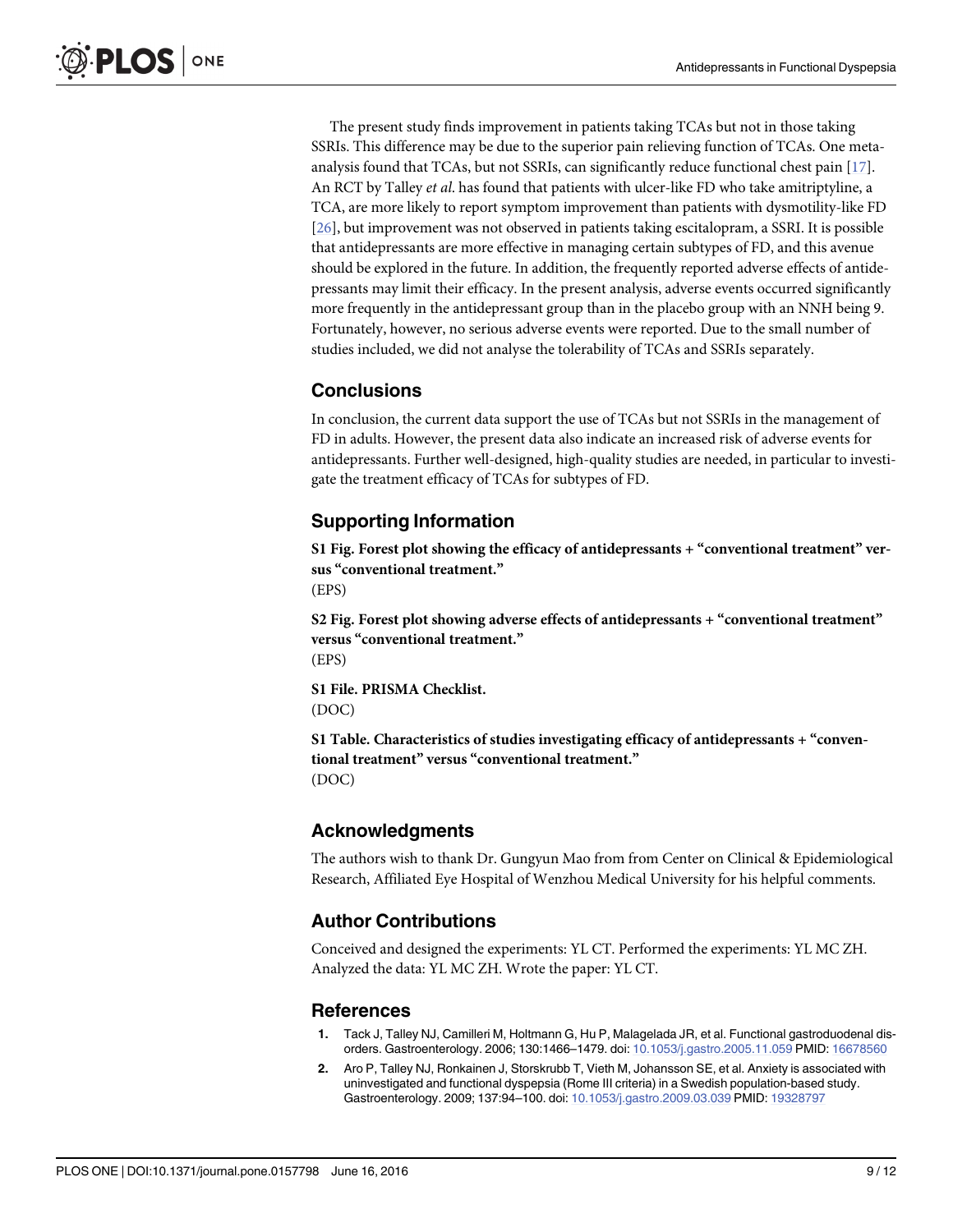The present study finds improvement in patients taking TCAs but not in those taking SSRIs. This difference may be due to the superior pain relieving function of TCAs. One meta-analysis found that TCAs, but not SSRIs, can significantly reduce functional chest pain [17]. An RCT by Talley *et al*. has found that patients with ulcer-like FD who take amitriptyline, a TCA, are more likely to report symptom improvement than patients with dysmotility-like FD [26], but improvement was not observed in patients taking escitalopram, a SSRI. It is possible that antidepressants are more effective in managing certain subtypes of FD, and this avenue should be explored in the future. In addition, the frequently reported adverse effects of antidepressants may limit their efficacy. In the present analysis, adverse events occurred significantly more frequently in the antidepressant group than in the placebo group with an NNH being 9. Fortunately, however, no serious adverse events were reported. Due to the small number of studies included, we did not analyse the tolerability of TCAs and SSRIs separately.

## Conclusions

In conclusion, the current data support the use of TCAs but not SSRIs in the management of FD in adults. However, the present data also indicate an increased risk of adverse events for antidepressants. Further well-designed, high-quality studies are needed, in particular to investigate the treatment efficacy of TCAs for subtypes of FD.

## Supporting Information

**S1 Fig. Forest plot showing the efficacy of antidepressants + "conventional treatment" versus "conventional treatment."**
(EPS)

**S2 Fig. Forest plot showing adverse effects of antidepressants + "conventional treatment" versus "conventional treatment."**
(EPS)

**S1 File. PRISMA Checklist.**
(DOC)

**S1 Table. Characteristics of studies investigating efficacy of antidepressants + "conventional treatment" versus "conventional treatment."**
(DOC)

## Acknowledgments

The authors wish to thank Dr. Gungyun Mao from from Center on Clinical & Epidemiological Research, Affiliated Eye Hospital of Wenzhou Medical University for his helpful comments.

## Author Contributions

Conceived and designed the experiments: YL CT. Performed the experiments: YL MC ZH. Analyzed the data: YL MC ZH. Wrote the paper: YL CT.

## References

1. Tack J, Talley NJ, Camilleri M, Holtmann G, Hu P, Malagelada JR, et al. Functional gastroduodenal disorders. Gastroenterology. 2006; 130:1466–1479. doi: 10.1053/j.gastro.2005.11.059 PMID: 16678560
2. Aro P, Talley NJ, Ronkainen J, Storskrubb T, Vieth M, Johansson SE, et al. Anxiety is associated with uninvestigated and functional dyspepsia (Rome III criteria) in a Swedish population-based study. Gastroenterology. 2009; 137:94–100. doi: 10.1053/j.gastro.2009.03.039 PMID: 19328797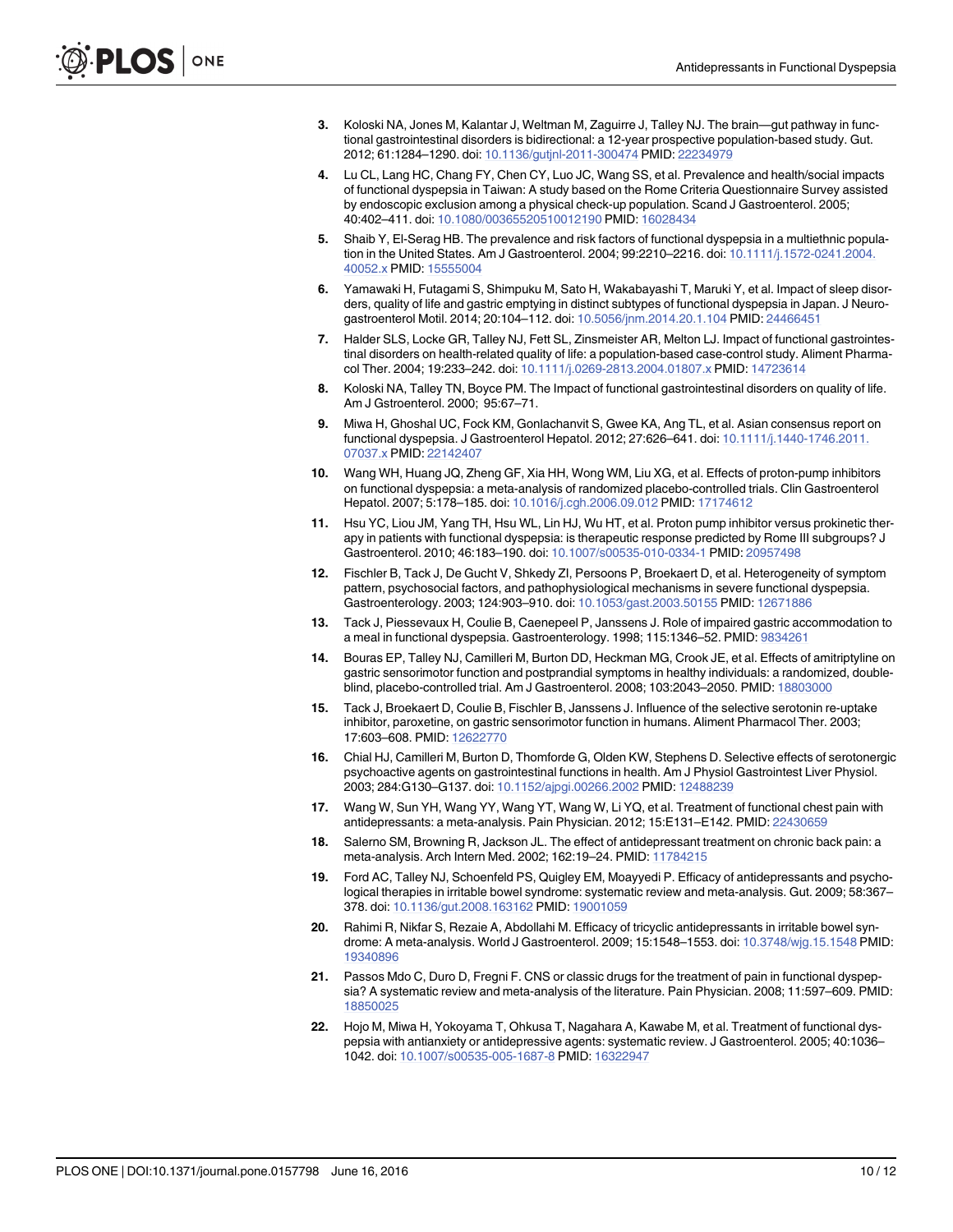3. Koloski NA, Jones M, Kalantar J, Weltman M, Zaguirre J, Talley NJ. The brain—gut pathway in functional gastrointestinal disorders is bidirectional: a 12-year prospective population-based study. Gut. 2012; 61:1284–1290. doi: 10.1136/gutjnl-2011-300474 PMID: 22234979
4. Lu CL, Lang HC, Chang FY, Chen CY, Luo JC, Wang SS, et al. Prevalence and health/social impacts of functional dyspepsia in Taiwan: A study based on the Rome Criteria Questionnaire Survey assisted by endoscopic exclusion among a physical check-up population. Scand J Gastroenterol. 2005; 40:402–411. doi: 10.1080/00365520510012190 PMID: 16028434
5. Shaib Y, El-Serag HB. The prevalence and risk factors of functional dyspepsia in a multiethnic population in the United States. Am J Gastroenterol. 2004; 99:2210–2216. doi: 10.1111/j.1572-0241.2004.40052.x PMID: 15555004
6. Yamawaki H, Futagami S, Shimpuku M, Sato H, Wakabayashi T, Maruki Y, et al. Impact of sleep disorders, quality of life and gastric emptying in distinct subtypes of functional dyspepsia in Japan. J Neurogastroenterol Motil. 2014; 20:104–112. doi: 10.5056/jnm.2014.20.1.104 PMID: 24466451
7. Halder SLS, Locke GR, Talley NJ, Fett SL, Zinsmeister AR, Melton LJ. Impact of functional gastrointestinal disorders on health-related quality of life: a population-based case-control study. Aliment Pharmacol Ther. 2004; 19:233–242. doi: 10.1111/j.0269-2813.2004.01807.x PMID: 14723614
8. Koloski NA, Talley TN, Boyce PM. The Impact of functional gastrointestinal disorders on quality of life. Am J Gstroenterol. 2000; 95:67–71.
9. Miwa H, Ghoshal UC, Fock KM, Gonlachanvit S, Gwee KA, Ang TL, et al. Asian consensus report on functional dyspepsia. J Gastroenterol Hepatol. 2012; 27:626–641. doi: 10.1111/j.1440-1746.2011.07037.x PMID: 22142407
10. Wang WH, Huang JQ, Zheng GF, Xia HH, Wong WM, Liu XG, et al. Effects of proton-pump inhibitors on functional dyspepsia: a meta-analysis of randomized placebo-controlled trials. Clin Gastroenterol Hepatol. 2007; 5:178–185. doi: 10.1016/j.cgh.2006.09.012 PMID: 17174612
11. Hsu YC, Liou JM, Yang TH, Hsu WL, Lin HJ, Wu HT, et al. Proton pump inhibitor versus prokinetic therapy in patients with functional dyspepsia: is therapeutic response predicted by Rome III subgroups? J Gastroenterol. 2010; 46:183–190. doi: 10.1007/s00535-010-0334-1 PMID: 20957498
12. Fischler B, Tack J, De Gucht V, Shkedy ZI, Persoons P, Broekaert D, et al. Heterogeneity of symptom pattern, psychosocial factors, and pathophysiological mechanisms in severe functional dyspepsia. Gastroenterology. 2003; 124:903–910. doi: 10.1053/gast.2003.50155 PMID: 12671886
13. Tack J, Piessevaux H, Coulie B, Caenepeel P, Janssens J. Role of impaired gastric accommodation to a meal in functional dyspepsia. Gastroenterology. 1998; 115:1346–52. PMID: 9834261
14. Bouras EP, Talley NJ, Camilleri M, Burton DD, Heckman MG, Crook JE, et al. Effects of amitriptyline on gastric sensorimotor function and postprandial symptoms in healthy individuals: a randomized, double-blind, placebo-controlled trial. Am J Gastroenterol. 2008; 103:2043–2050. PMID: 18803000
15. Tack J, Broekaert D, Coulie B, Fischler B, Janssens J. Influence of the selective serotonin re-uptake inhibitor, paroxetine, on gastric sensorimotor function in humans. Aliment Pharmacol Ther. 2003; 17:603–608. PMID: 12622770
16. Chial HJ, Camilleri M, Burton D, Thomforde G, Olden KW, Stephens D. Selective effects of serotonergic psychoactive agents on gastrointestinal functions in health. Am J Physiol Gastrointest Liver Physiol. 2003; 284:G130–G137. doi: 10.1152/ajpgi.00266.2002 PMID: 12488239
17. Wang W, Sun YH, Wang YY, Wang YT, Wang W, Li YQ, et al. Treatment of functional chest pain with antidepressants: a meta-analysis. Pain Physician. 2012; 15:E131–E142. PMID: 22430659
18. Salerno SM, Browning R, Jackson JL. The effect of antidepressant treatment on chronic back pain: a meta-analysis. Arch Intern Med. 2002; 162:19–24. PMID: 11784215
19. Ford AC, Talley NJ, Schoenfeld PS, Quigley EM, Moayyedi P. Efficacy of antidepressants and psychological therapies in irritable bowel syndrome: systematic review and meta-analysis. Gut. 2009; 58:367–378. doi: 10.1136/gut.2008.163162 PMID: 19001059
20. Rahimi R, Nikfar S, Rezaie A, Abdollahi M. Efficacy of tricyclic antidepressants in irritable bowel syndrome: A meta-analysis. World J Gastroenterol. 2009; 15:1548–1553. doi: 10.3748/wjg.15.1548 PMID: 19340896
21. Passos Mdo C, Duro D, Fregni F. CNS or classic drugs for the treatment of pain in functional dyspepsia? A systematic review and meta-analysis of the literature. Pain Physician. 2008; 11:597–609. PMID: 18850025
22. Hojo M, Miwa H, Yokoyama T, Ohkusa T, Nagahara A, Kawabe M, et al. Treatment of functional dyspepsia with antianxiety or antidepressive agents: systematic review. J Gastroenterol. 2005; 40:1036–1042. doi: 10.1007/s00535-005-1687-8 PMID: 16322947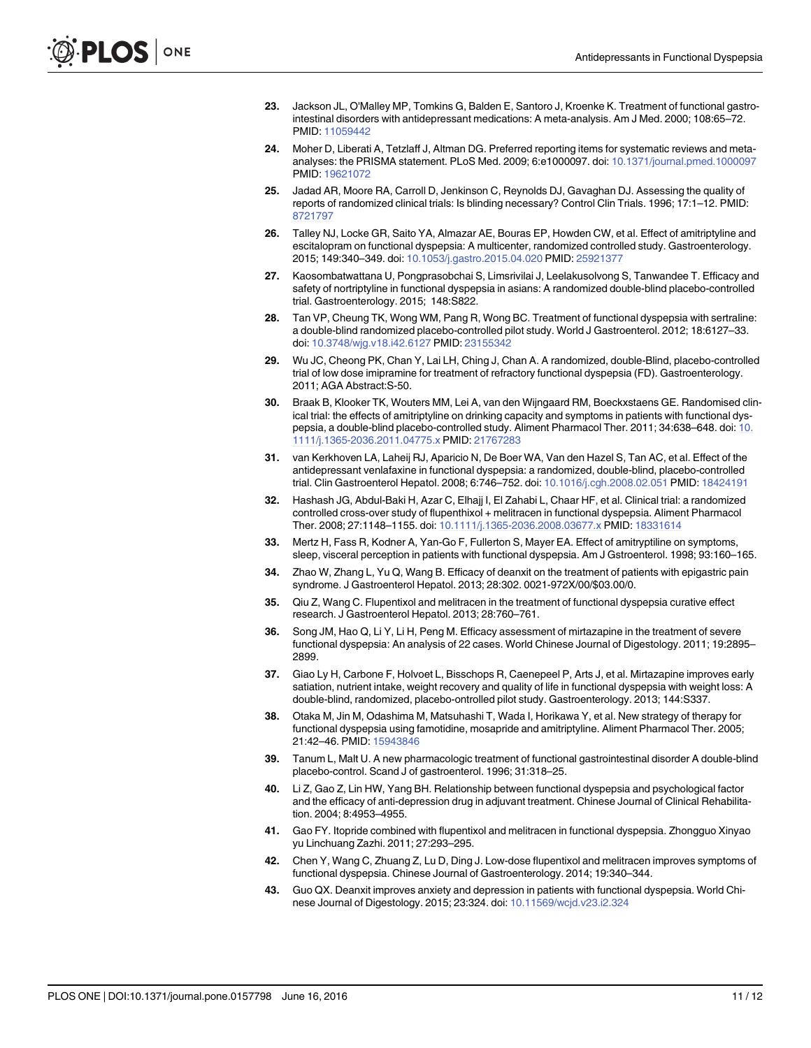23. Jackson JL, O'Malley MP, Tomkins G, Balden E, Santoro J, Kroenke K. Treatment of functional gastrointestinal disorders with antidepressant medications: A meta-analysis. Am J Med. 2000; 108:65–72. PMID: 11059442

24. Moher D, Liberati A, Tetzlaff J, Altman DG. Preferred reporting items for systematic reviews and meta-analyses: the PRISMA statement. PLoS Med. 2009; 6:e1000097. doi: 10.1371/journal.pmed.1000097 PMID: 19621072

25. Jadad AR, Moore RA, Carroll D, Jenkinson C, Reynolds DJ, Gavaghan DJ. Assessing the quality of reports of randomized clinical trials: Is blinding necessary? Control Clin Trials. 1996; 17:1–12. PMID: 8721797

26. Talley NJ, Locke GR, Saito YA, Almazar AE, Bouras EP, Howden CW, et al. Effect of amitriptyline and escitalopram on functional dyspepsia: A multicenter, randomized controlled study. Gastroenterology. 2015; 149:340–349. doi: 10.1053/j.gastro.2015.04.020 PMID: 25921377

27. Kaosombatwattana U, Pongprasobchai S, Limsrivilai J, Leelakusolvong S, Tanwandee T. Efficacy and safety of nortriptyline in functional dyspepsia in asians: A randomized double-blind placebo-controlled trial. Gastroenterology. 2015; 148:S822.

28. Tan VP, Cheung TK, Wong WM, Pang R, Wong BC. Treatment of functional dyspepsia with sertraline: a double-blind randomized placebo-controlled pilot study. World J Gastroenterol. 2012; 18:6127–33. doi: 10.3748/wjg.v18.i42.6127 PMID: 23155342

29. Wu JC, Cheong PK, Chan Y, Lai LH, Ching J, Chan A. A randomized, double-Blind, placebo-controlled trial of low dose imipramine for treatment of refractory functional dyspepsia (FD). Gastroenterology. 2011; AGA Abstract:S-50.

30. Braak B, Klooker TK, Wouters MM, Lei A, van den Wijngaard RM, Boeckxstaens GE. Randomised clinical trial: the effects of amitriptyline on drinking capacity and symptoms in patients with functional dyspepsia, a double-blind placebo-controlled study. Aliment Pharmacol Ther. 2011; 34:638–648. doi: 10.1111/j.1365-2036.2011.04775.x PMID: 21767283

31. van Kerkhoven LA, Laheij RJ, Aparicio N, De Boer WA, Van den Hazel S, Tan AC, et al. Effect of the antidepressant venlafaxine in functional dyspepsia: a randomized, double-blind, placebo-controlled trial. Clin Gastroenterol Hepatol. 2008; 6:746–752. doi: 10.1016/j.cgh.2008.02.051 PMID: 18424191

32. Hashash JG, Abdul-Baki H, Azar C, Elhajj I, El Zahabi L, Chaar HF, et al. Clinical trial: a randomized controlled cross-over study of flupenthixol + melitracen in functional dyspepsia. Aliment Pharmacol Ther. 2008; 27:1148–1155. doi: 10.1111/j.1365-2036.2008.03677.x PMID: 18331614

33. Mertz H, Fass R, Kodner A, Yan-Go F, Fullerton S, Mayer EA. Effect of amitryptiline on symptoms, sleep, visceral perception in patients with functional dyspepsia. Am J Gstroenterol. 1998; 93:160–165.

34. Zhao W, Zhang L, Yu Q, Wang B. Efficacy of deanxit on the treatment of patients with epigastric pain syndrome. J Gastroenterol Hepatol. 2013; 28:302. 0021-972X/00/$03.00/0.

35. Qiu Z, Wang C. Flupentixol and melitracen in the treatment of functional dyspepsia curative effect research. J Gastroenterol Hepatol. 2013; 28:760–761.

36. Song JM, Hao Q, Li Y, Li H, Peng M. Efficacy assessment of mirtazapine in the treatment of severe functional dyspepsia: An analysis of 22 cases. World Chinese Journal of Digestology. 2011; 19:2895–2899.

37. Giao Ly H, Carbone F, Holvoet L, Bisschops R, Caenepeel P, Arts J, et al. Mirtazapine improves early satiation, nutrient intake, weight recovery and quality of life in functional dyspepsia with weight loss: A double-blind, randomized, placebo-ontrolled pilot study. Gastroenterology. 2013; 144:S337.

38. Otaka M, Jin M, Odashima M, Matsuhashi T, Wada I, Horikawa Y, et al. New strategy of therapy for functional dyspepsia using famotidine, mosapride and amitriptyline. Aliment Pharmacol Ther. 2005; 21:42–46. PMID: 15943846

39. Tanum L, Malt U. A new pharmacologic treatment of functional gastrointestinal disorder A double-blind placebo-control. Scand J of gastroenterol. 1996; 31:318–25.

40. Li Z, Gao Z, Lin HW, Yang BH. Relationship between functional dyspepsia and psychological factor and the efficacy of anti-depression drug in adjuvant treatment. Chinese Journal of Clinical Rehabilitation. 2004; 8:4953–4955.

41. Gao FY. Itopride combined with flupentixol and melitracen in functional dyspepsia. Zhongguo Xinyao yu Linchuang Zazhi. 2011; 27:293–295.

42. Chen Y, Wang C, Zhuang Z, Lu D, Ding J. Low-dose flupentixol and melitracen improves symptoms of functional dyspepsia. Chinese Journal of Gastroenterology. 2014; 19:340–344.

43. Guo QX. Deanxit improves anxiety and depression in patients with functional dyspepsia. World Chinese Journal of Digestology. 2015; 23:324. doi: 10.11569/wcjd.v23.i2.324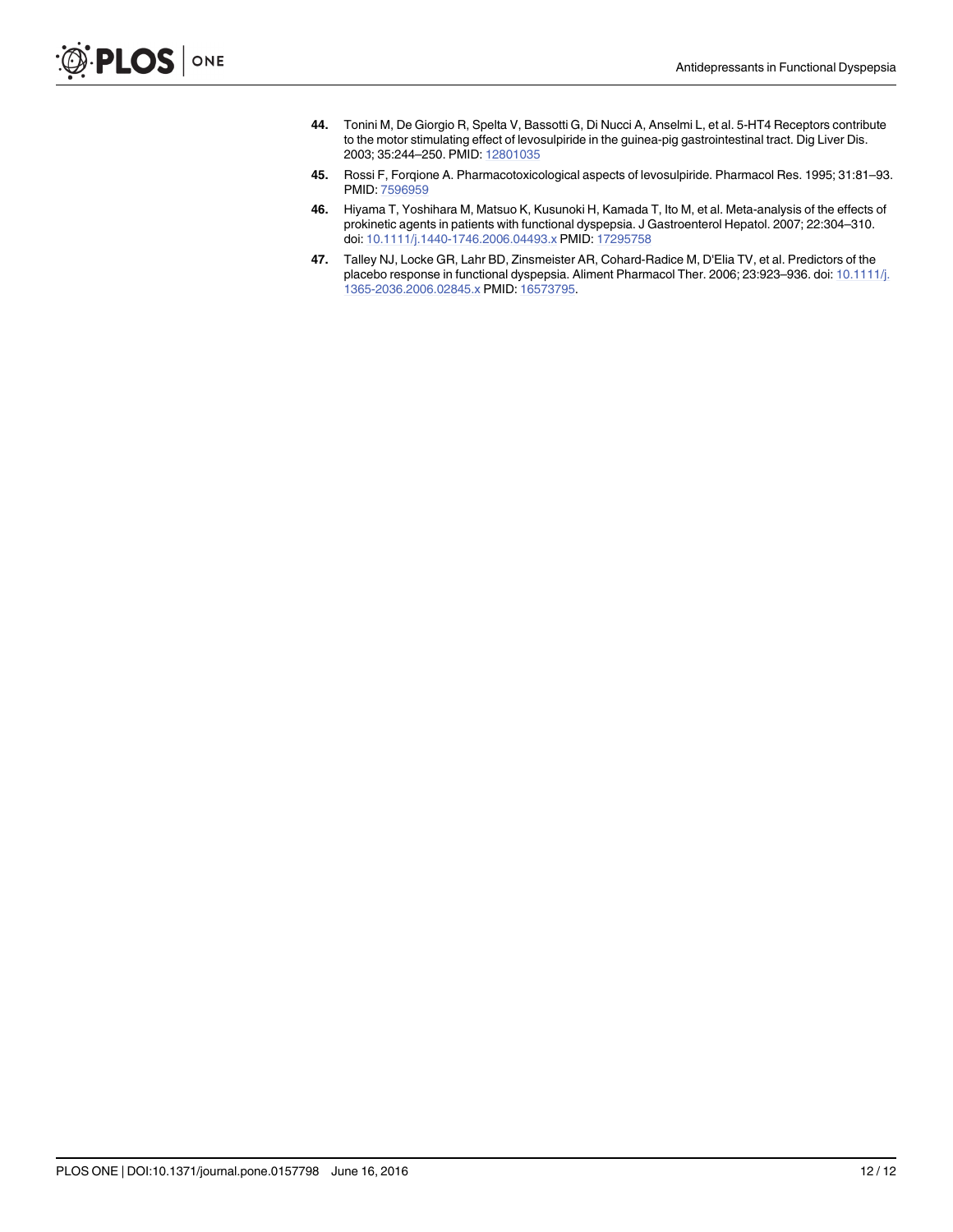44. Tonini M, De Giorgio R, Spelta V, Bassotti G, Di Nucci A, Anselmi L, et al. 5-HT4 Receptors contribute to the motor stimulating effect of levosulpiride in the guinea-pig gastrointestinal tract. Dig Liver Dis. 2003; 35:244–250. PMID: 12801035

45. Rossi F, Forqione A. Pharmacotoxicological aspects of levosulpiride. Pharmacol Res. 1995; 31:81–93. PMID: 7596959

46. Hiyama T, Yoshihara M, Matsuo K, Kusunoki H, Kamada T, Ito M, et al. Meta-analysis of the effects of prokinetic agents in patients with functional dyspepsia. J Gastroenterol Hepatol. 2007; 22:304–310. doi: 10.1111/j.1440-1746.2006.04493.x PMID: 17295758

47. Talley NJ, Locke GR, Lahr BD, Zinsmeister AR, Cohard-Radice M, D'Elia TV, et al. Predictors of the placebo response in functional dyspepsia. Aliment Pharmacol Ther. 2006; 23:923–936. doi: 10.1111/j.1365-2036.2006.02845.x PMID: 16573795.